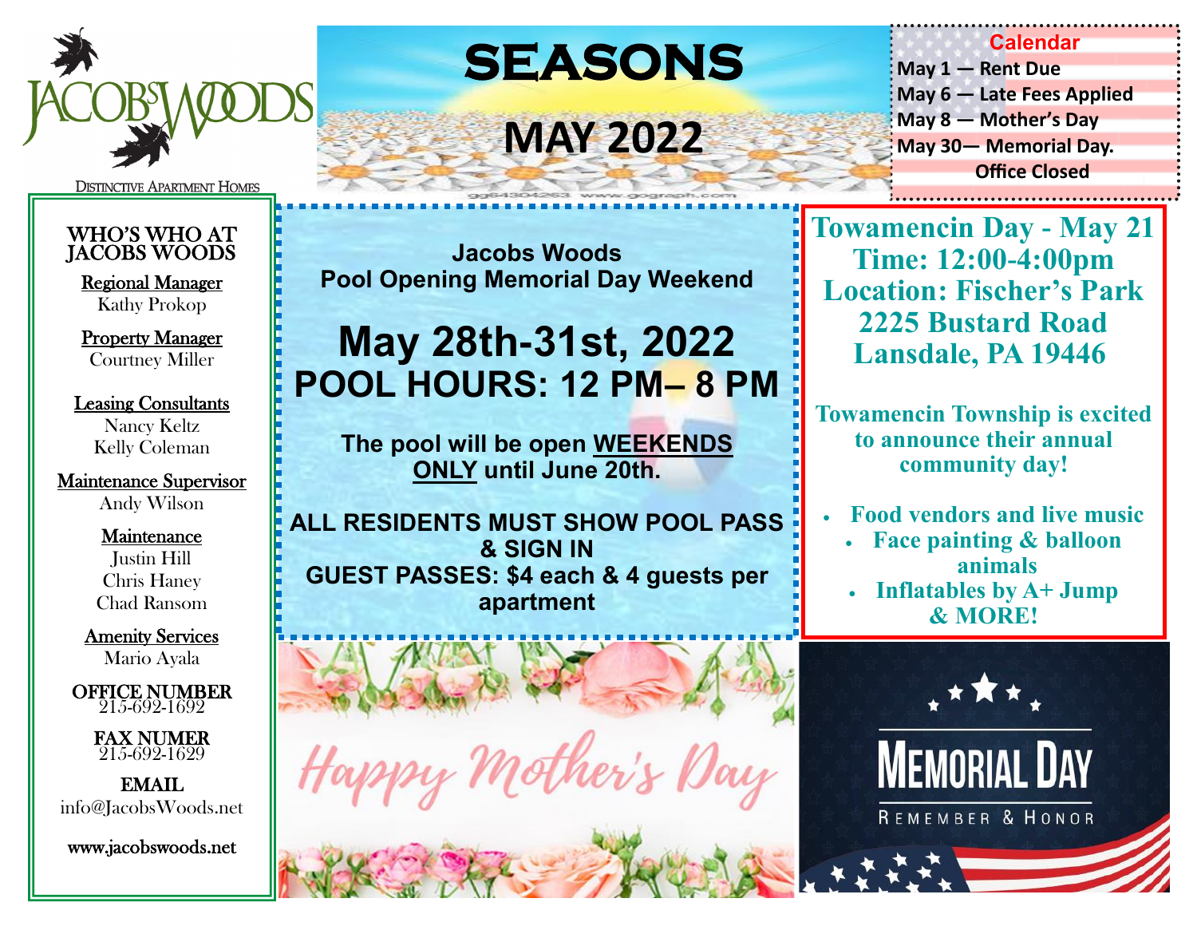JACOBS WOODS

DISTINCTIVE APARTMENT HOMES

# SEASONS

# MAY 2022

## Calendar

May 1 — Rent Due
May 6 — Late Fees Applied
May 8 — Mother's Day
May 30— Memorial Day. Office Closed

## WHO'S WHO AT JACOBS WOODS

**Regional Manager**
Kathy Prokop

**Property Manager**
Courtney Miller

**Leasing Consultants**
Nancy Keltz
Kelly Coleman

**Maintenance Supervisor**
Andy Wilson

**Maintenance**
Justin Hill
Chris Haney
Chad Ransom

**Amenity Services**
Mario Ayala

**OFFICE NUMBER**
215-692-1692

**FAX NUMER**
215-692-1629

**EMAIL**
info@JacobsWoods.net

www.jacobswoods.net

## Jacobs Woods Pool Opening Memorial Day Weekend

# May 28th-31st, 2022
# POOL HOURS: 12 PM– 8 PM

**The pool will be open WEEKENDS ONLY until June 20th.**

**ALL RESIDENTS MUST SHOW POOL PASS & SIGN IN**
**GUEST PASSES: $4 each & 4 guests per apartment**

## Towamencin Day - May 21
## Time: 12:00-4:00pm
## Location: Fischer's Park 2225 Bustard Road Lansdale, PA 19446

**Towamencin Township is excited to announce their annual community day!**

- Food vendors and live music
- Face painting & balloon animals
- Inflatables by A+ Jump & MORE!

Happy Mother's Day

MEMORIAL DAY
REMEMBER & HONOR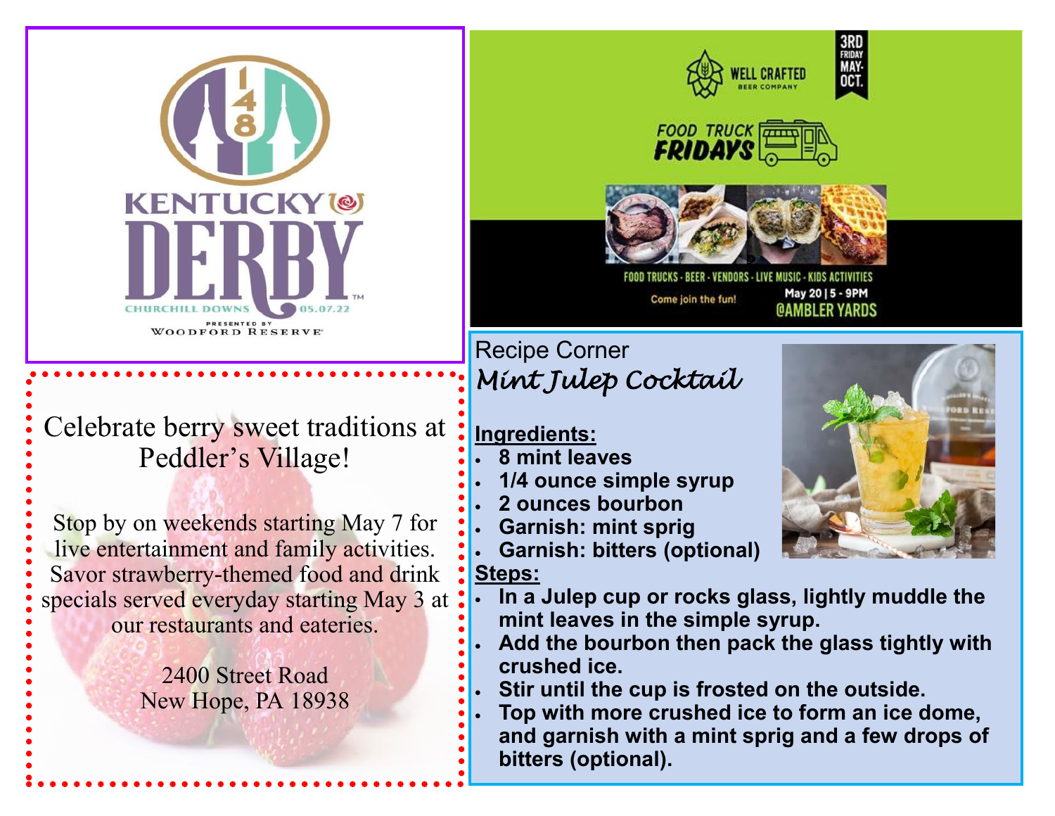KENTUCKY DERBY

148

CHURCHILL DOWNS 05.07.22

PRESENTED BY WOODFORD RESERVE

WELL CRAFTED BEER COMPANY

3RD FRIDAY MAY-OCT.

FOOD TRUCK FRIDAYS

FOOD TRUCKS - BEER - VENDORS - LIVE MUSIC - KIDS ACTIVITIES

Come join the fun!

May 20 | 5 - 9PM

@AMBLER YARDS

Celebrate berry sweet traditions at Peddler's Village!

Stop by on weekends starting May 7 for live entertainment and family activities. Savor strawberry-themed food and drink specials served everyday starting May 3 at our restaurants and eateries.

2400 Street Road
New Hope, PA 18938

Recipe Corner

## *Mint Julep Cocktail*

**Ingredients:**

- **8 mint leaves**
- **1/4 ounce simple syrup**
- **2 ounces bourbon**
- **Garnish: mint sprig**
- **Garnish: bitters (optional)**

**Steps:**

- **In a Julep cup or rocks glass, lightly muddle the mint leaves in the simple syrup.**
- **Add the bourbon then pack the glass tightly with crushed ice.**
- **Stir until the cup is frosted on the outside.**
- **Top with more crushed ice to form an ice dome, and garnish with a mint sprig and a few drops of bitters (optional).**